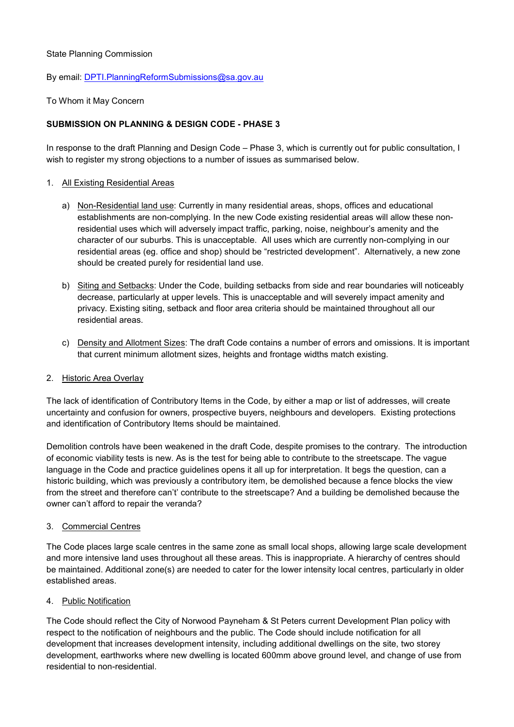State Planning Commission

By email: DPTI.PlanningReformSubmissions@sa.gov.au

To Whom it May Concern

**SUBMISSION ON PLANNING & DESIGN CODE - PHASE 3**

In response to the draft Planning and Design Code – Phase 3, which is currently out for public consultation, I wish to register my strong objections to a number of issues as summarised below.

1. <u>All Existing Residential Areas</u>

   a) <u>Non-Residential land use</u>: Currently in many residential areas, shops, offices and educational establishments are non-complying. In the new Code existing residential areas will allow these non-residential uses which will adversely impact traffic, parking, noise, neighbour's amenity and the character of our suburbs. This is unacceptable. All uses which are currently non-complying in our residential areas (eg. office and shop) should be "restricted development". Alternatively, a new zone should be created purely for residential land use.

   b) <u>Siting and Setbacks</u>: Under the Code, building setbacks from side and rear boundaries will noticeably decrease, particularly at upper levels. This is unacceptable and will severely impact amenity and privacy. Existing siting, setback and floor area criteria should be maintained throughout all our residential areas.

   c) <u>Density and Allotment Sizes</u>: The draft Code contains a number of errors and omissions. It is important that current minimum allotment sizes, heights and frontage widths match existing.

2. <u>Historic Area Overlay</u>

The lack of identification of Contributory Items in the Code, by either a map or list of addresses, will create uncertainty and confusion for owners, prospective buyers, neighbours and developers. Existing protections and identification of Contributory Items should be maintained.

Demolition controls have been weakened in the draft Code, despite promises to the contrary. The introduction of economic viability tests is new. As is the test for being able to contribute to the streetscape. The vague language in the Code and practice guidelines opens it all up for interpretation. It begs the question, can a historic building, which was previously a contributory item, be demolished because a fence blocks the view from the street and therefore can't' contribute to the streetscape? And a building be demolished because the owner can't afford to repair the veranda?

3. <u>Commercial Centres</u>

The Code places large scale centres in the same zone as small local shops, allowing large scale development and more intensive land uses throughout all these areas. This is inappropriate. A hierarchy of centres should be maintained. Additional zone(s) are needed to cater for the lower intensity local centres, particularly in older established areas.

4. <u>Public Notification</u>

The Code should reflect the City of Norwood Payneham & St Peters current Development Plan policy with respect to the notification of neighbours and the public. The Code should include notification for all development that increases development intensity, including additional dwellings on the site, two storey development, earthworks where new dwelling is located 600mm above ground level, and change of use from residential to non-residential.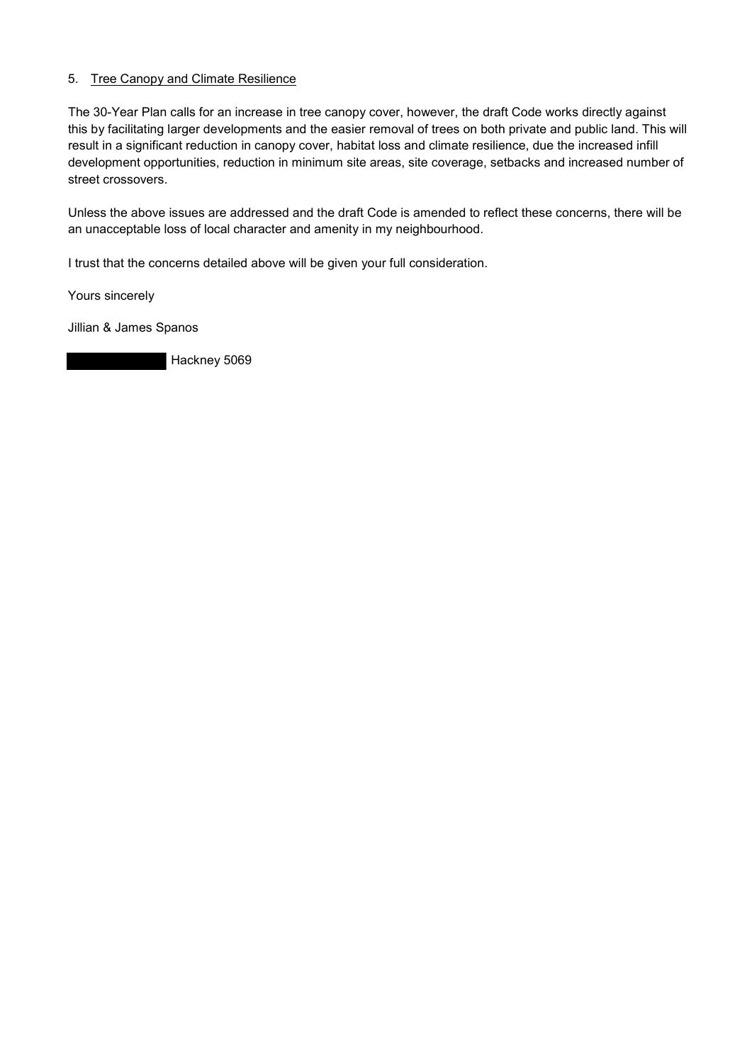5. <u>Tree Canopy and Climate Resilience</u>

The 30-Year Plan calls for an increase in tree canopy cover, however, the draft Code works directly against this by facilitating larger developments and the easier removal of trees on both private and public land. This will result in a significant reduction in canopy cover, habitat loss and climate resilience, due the increased infill development opportunities, reduction in minimum site areas, site coverage, setbacks and increased number of street crossovers.

Unless the above issues are addressed and the draft Code is amended to reflect these concerns, there will be an unacceptable loss of local character and amenity in my neighbourhood.

I trust that the concerns detailed above will be given your full consideration.

Yours sincerely

Jillian & James Spanos

Hackney 5069